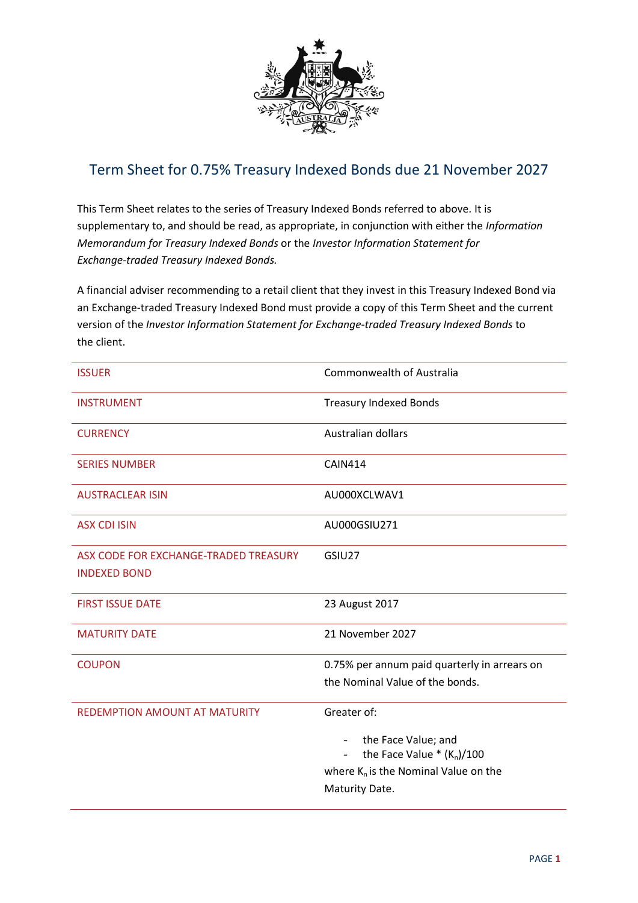# Term Sheet for 0.75% Treasury Indexed Bonds due 21 November 2027

This Term Sheet relates to the series of Treasury Indexed Bonds referred to above. It is supplementary to, and should be read, as appropriate, in conjunction with either the *Information Memorandum for Treasury Indexed Bonds* or the *Investor Information Statement for Exchange-traded Treasury Indexed Bonds.*

A financial adviser recommending to a retail client that they invest in this Treasury Indexed Bond via an Exchange-traded Treasury Indexed Bond must provide a copy of this Term Sheet and the current version of the *Investor Information Statement for Exchange-traded Treasury Indexed Bonds* to the client.

| | |
|---|---|
| ISSUER | Commonwealth of Australia |
| INSTRUMENT | Treasury Indexed Bonds |
| CURRENCY | Australian dollars |
| SERIES NUMBER | CAIN414 |
| AUSTRACLEAR ISIN | AU000XCLWAV1 |
| ASX CDI ISIN | AU000GSIU271 |
| ASX CODE FOR EXCHANGE-TRADED TREASURY INDEXED BOND | GSIU27 |
| FIRST ISSUE DATE | 23 August 2017 |
| MATURITY DATE | 21 November 2027 |
| COUPON | 0.75% per annum paid quarterly in arrears on the Nominal Value of the bonds. |
| REDEMPTION AMOUNT AT MATURITY | Greater of:<br>- the Face Value; and<br>- the Face Value * $(K_n)/100$<br>where $K_n$ is the Nominal Value on the Maturity Date. |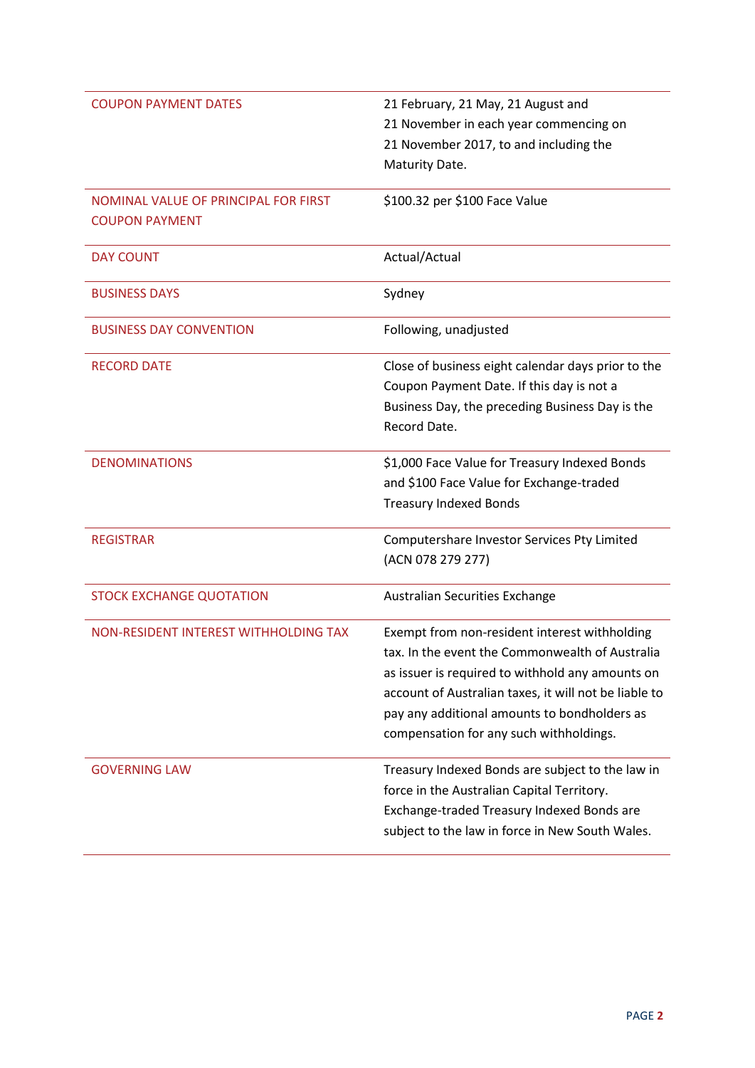| | |
|---|---|
| COUPON PAYMENT DATES | 21 February, 21 May, 21 August and 21 November in each year commencing on 21 November 2017, to and including the Maturity Date. |
| NOMINAL VALUE OF PRINCIPAL FOR FIRST COUPON PAYMENT | $100.32 per $100 Face Value |
| DAY COUNT | Actual/Actual |
| BUSINESS DAYS | Sydney |
| BUSINESS DAY CONVENTION | Following, unadjusted |
| RECORD DATE | Close of business eight calendar days prior to the Coupon Payment Date. If this day is not a Business Day, the preceding Business Day is the Record Date. |
| DENOMINATIONS | $1,000 Face Value for Treasury Indexed Bonds and $100 Face Value for Exchange-traded Treasury Indexed Bonds |
| REGISTRAR | Computershare Investor Services Pty Limited (ACN 078 279 277) |
| STOCK EXCHANGE QUOTATION | Australian Securities Exchange |
| NON-RESIDENT INTEREST WITHHOLDING TAX | Exempt from non-resident interest withholding tax. In the event the Commonwealth of Australia as issuer is required to withhold any amounts on account of Australian taxes, it will not be liable to pay any additional amounts to bondholders as compensation for any such withholdings. |
| GOVERNING LAW | Treasury Indexed Bonds are subject to the law in force in the Australian Capital Territory. Exchange-traded Treasury Indexed Bonds are subject to the law in force in New South Wales. |